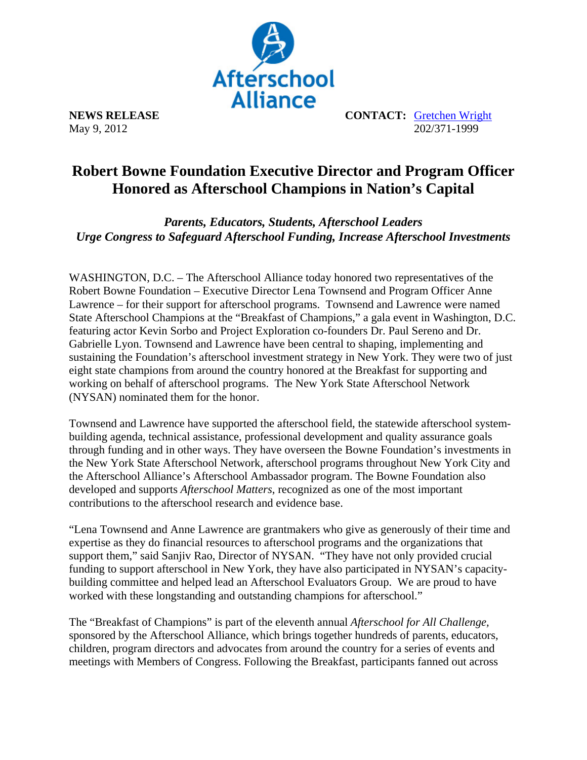**NEWS RELEASE**
May 9, 2012

**CONTACT:** Gretchen Wright
202/371-1999

# Robert Bowne Foundation Executive Director and Program Officer Honored as Afterschool Champions in Nation's Capital

***Parents, Educators, Students, Afterschool Leaders***
***Urge Congress to Safeguard Afterschool Funding, Increase Afterschool Investments***

WASHINGTON, D.C. – The Afterschool Alliance today honored two representatives of the Robert Bowne Foundation – Executive Director Lena Townsend and Program Officer Anne Lawrence – for their support for afterschool programs. Townsend and Lawrence were named State Afterschool Champions at the "Breakfast of Champions," a gala event in Washington, D.C. featuring actor Kevin Sorbo and Project Exploration co-founders Dr. Paul Sereno and Dr. Gabrielle Lyon. Townsend and Lawrence have been central to shaping, implementing and sustaining the Foundation's afterschool investment strategy in New York. They were two of just eight state champions from around the country honored at the Breakfast for supporting and working on behalf of afterschool programs. The New York State Afterschool Network (NYSAN) nominated them for the honor.

Townsend and Lawrence have supported the afterschool field, the statewide afterschool system-building agenda, technical assistance, professional development and quality assurance goals through funding and in other ways. They have overseen the Bowne Foundation's investments in the New York State Afterschool Network, afterschool programs throughout New York City and the Afterschool Alliance's Afterschool Ambassador program. The Bowne Foundation also developed and supports *Afterschool Matters*, recognized as one of the most important contributions to the afterschool research and evidence base.

"Lena Townsend and Anne Lawrence are grantmakers who give as generously of their time and expertise as they do financial resources to afterschool programs and the organizations that support them," said Sanjiv Rao, Director of NYSAN. "They have not only provided crucial funding to support afterschool in New York, they have also participated in NYSAN's capacity-building committee and helped lead an Afterschool Evaluators Group. We are proud to have worked with these longstanding and outstanding champions for afterschool."

The "Breakfast of Champions" is part of the eleventh annual *Afterschool for All Challenge,* sponsored by the Afterschool Alliance, which brings together hundreds of parents, educators, children, program directors and advocates from around the country for a series of events and meetings with Members of Congress. Following the Breakfast, participants fanned out across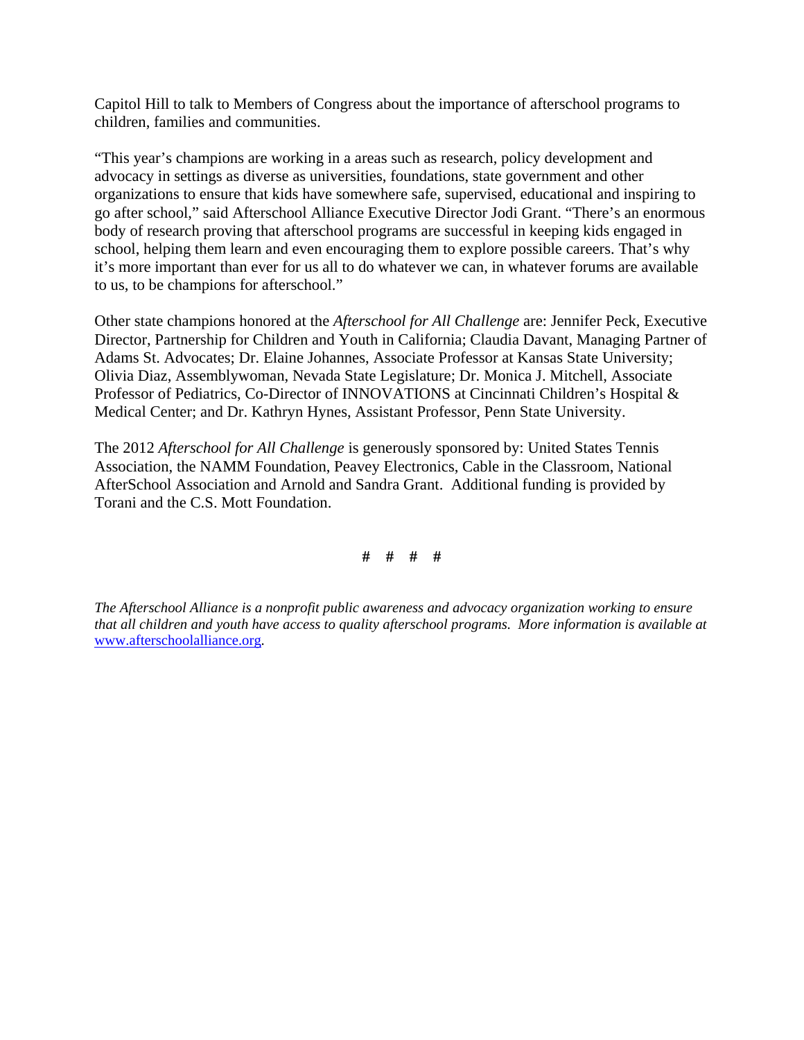Capitol Hill to talk to Members of Congress about the importance of afterschool programs to children, families and communities.

"This year's champions are working in a areas such as research, policy development and advocacy in settings as diverse as universities, foundations, state government and other organizations to ensure that kids have somewhere safe, supervised, educational and inspiring to go after school," said Afterschool Alliance Executive Director Jodi Grant. "There's an enormous body of research proving that afterschool programs are successful in keeping kids engaged in school, helping them learn and even encouraging them to explore possible careers. That's why it's more important than ever for us all to do whatever we can, in whatever forums are available to us, to be champions for afterschool."

Other state champions honored at the *Afterschool for All Challenge* are: Jennifer Peck, Executive Director, Partnership for Children and Youth in California; Claudia Davant, Managing Partner of Adams St. Advocates; Dr. Elaine Johannes, Associate Professor at Kansas State University; Olivia Diaz, Assemblywoman, Nevada State Legislature; Dr. Monica J. Mitchell, Associate Professor of Pediatrics, Co-Director of INNOVATIONS at Cincinnati Children's Hospital & Medical Center; and Dr. Kathryn Hynes, Assistant Professor, Penn State University.

The 2012 *Afterschool for All Challenge* is generously sponsored by: United States Tennis Association, the NAMM Foundation, Peavey Electronics, Cable in the Classroom, National AfterSchool Association and Arnold and Sandra Grant. Additional funding is provided by Torani and the C.S. Mott Foundation.

# # # #

*The Afterschool Alliance is a nonprofit public awareness and advocacy organization working to ensure that all children and youth have access to quality afterschool programs. More information is available at* [www.afterschoolalliance.org](http://www.afterschoolalliance.org).